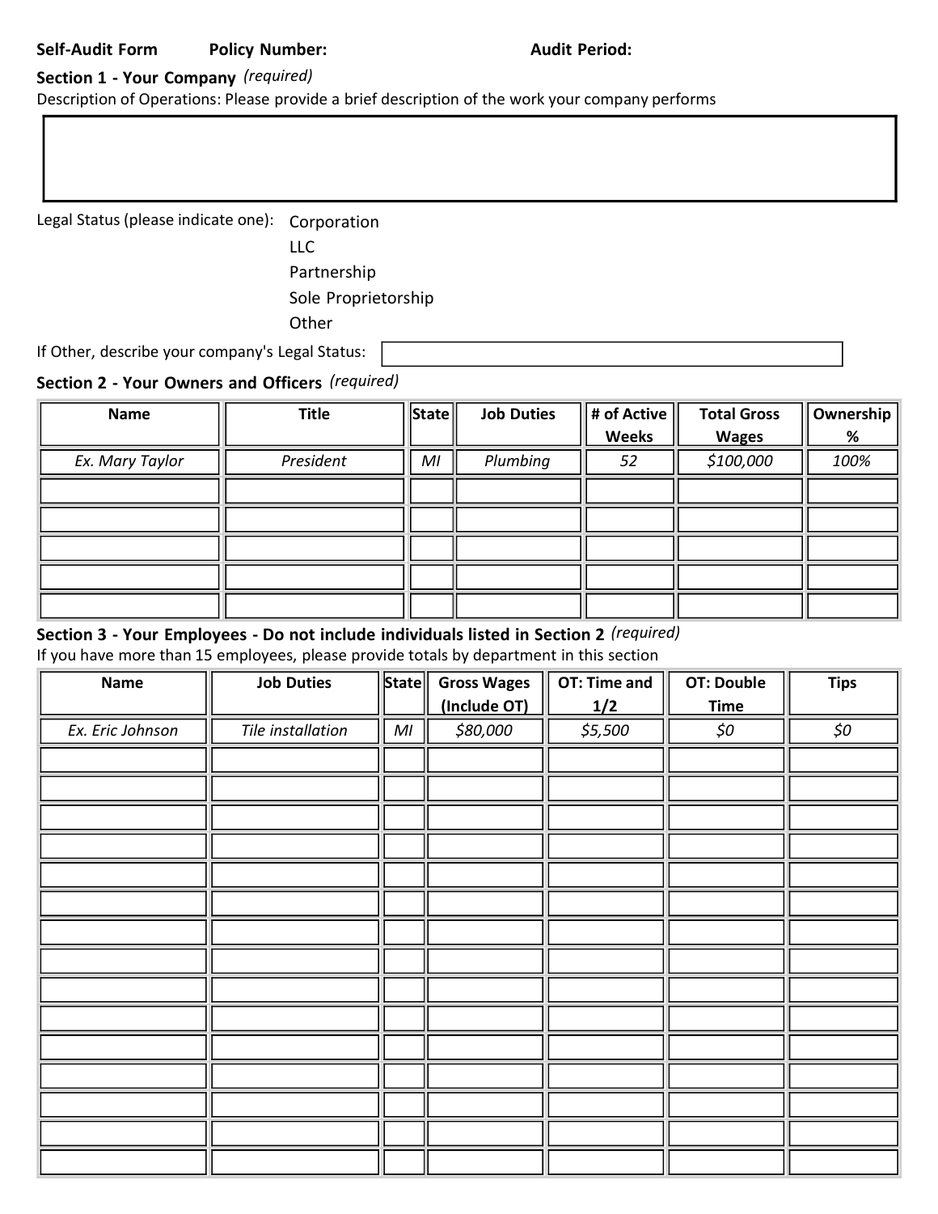**Self-Audit Form** **Policy Number:** **Audit Period:**

## Section 1 - Your Company *(required)*

Description of Operations: Please provide a brief description of the work your company performs

| |
|---|
| |

Legal Status (please indicate one):
- Corporation
- LLC
- Partnership
- Sole Proprietorship
- Other

If Other, describe your company's Legal Status:

## Section 2 - Your Owners and Officers *(required)*

| Name | Title | State | Job Duties | # of Active Weeks | Total Gross Wages | Ownership % |
|---|---|---|---|---|---|---|
| *Ex. Mary Taylor* | *President* | *MI* | *Plumbing* | *52* | *$100,000* | *100%* |
| | | | | | | |
| | | | | | | |
| | | | | | | |
| | | | | | | |
| | | | | | | |

## Section 3 - Your Employees - Do not include individuals listed in Section 2 *(required)*

If you have more than 15 employees, please provide totals by department in this section

| Name | Job Duties | State | Gross Wages (Include OT) | OT: Time and 1/2 | OT: Double Time | Tips |
|---|---|---|---|---|---|---|
| *Ex. Eric Johnson* | *Tile installation* | *MI* | *$80,000* | *$5,500* | *$0* | *$0* |
| | | | | | | |
| | | | | | | |
| | | | | | | |
| | | | | | | |
| | | | | | | |
| | | | | | | |
| | | | | | | |
| | | | | | | |
| | | | | | | |
| | | | | | | |
| | | | | | | |
| | | | | | | |
| | | | | | | |
| | | | | | | |
| | | | | | | |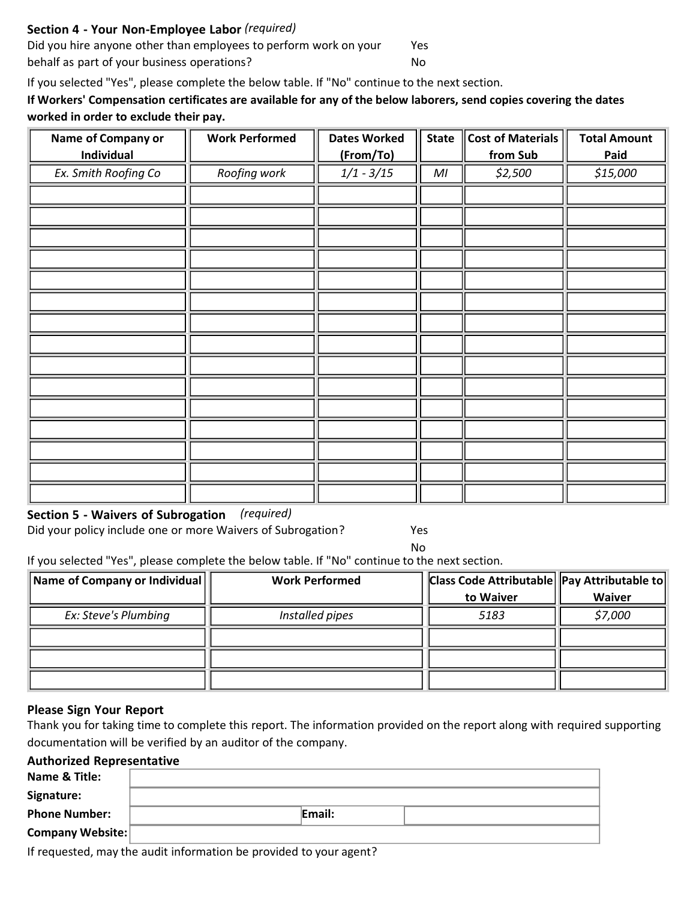**Section 4 - Your Non-Employee Labor** *(required)*

Did you hire anyone other than employees to perform work on your behalf as part of your business operations?

Yes

No

If you selected "Yes", please complete the below table. If "No" continue to the next section.

**If Workers' Compensation certificates are available for any of the below laborers, send copies covering the dates worked in order to exclude their pay.**

| Name of Company or Individual | Work Performed | Dates Worked (From/To) | State | Cost of Materials from Sub | Total Amount Paid |
|---|---|---|---|---|---|
| *Ex. Smith Roofing Co* | *Roofing work* | *1/1 - 3/15* | *MI* | *$2,500* | *$15,000* |
| | | | | | |
| | | | | | |
| | | | | | |
| | | | | | |
| | | | | | |
| | | | | | |
| | | | | | |
| | | | | | |
| | | | | | |
| | | | | | |
| | | | | | |
| | | | | | |
| | | | | | |
| | | | | | |
| | | | | | |

**Section 5 - Waivers of Subrogation** *(required)*

Did your policy include one or more Waivers of Subrogation?

Yes

No

If you selected "Yes", please complete the below table. If "No" continue to the next section.

| Name of Company or Individual | Work Performed | Class Code Attributable to Waiver | Pay Attributable to Waiver |
|---|---|---|---|
| *Ex: Steve's Plumbing* | *Installed pipes* | *5183* | *$7,000* |
| | | | |
| | | | |
| | | | |

**Please Sign Your Report**

Thank you for taking time to complete this report. The information provided on the report along with required supporting documentation will be verified by an auditor of the company.

**Authorized Representative**

**Name & Title:**

**Signature:**

**Phone Number:** **Email:**

**Company Website:**

If requested, may the audit information be provided to your agent?